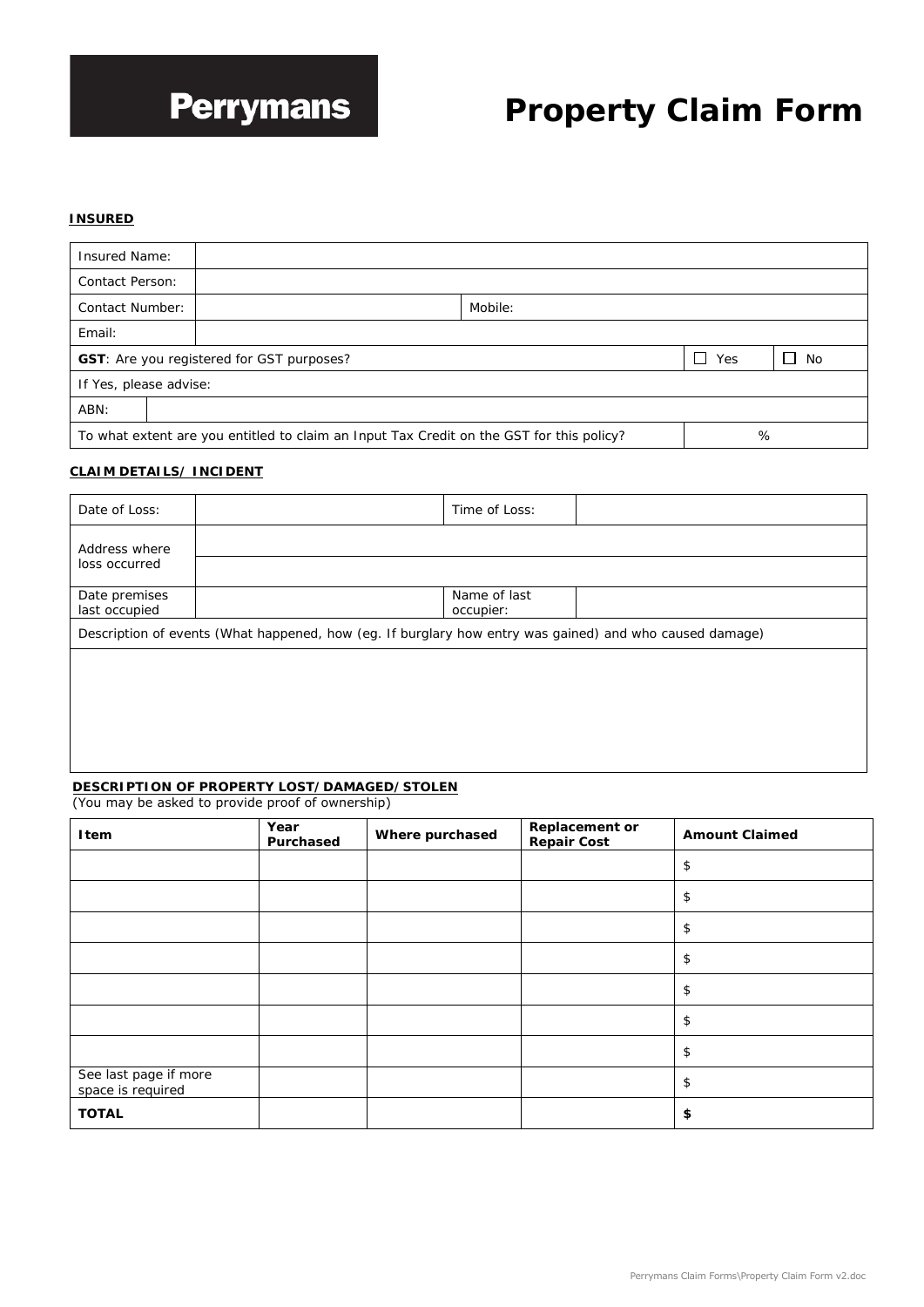**Perrymans**

# Property Claim Form

## INSURED

| | | | |
|---|---|---|---|
| Insured Name: | | | |
| Contact Person: | | | |
| Contact Number: | | Mobile: | |
| Email: | | | |
| **GST**: Are you registered for GST purposes? | | ☐ Yes | ☐ No |
| If Yes, please advise: | | | |
| ABN: | | | |
| To what extent are you entitled to claim an Input Tax Credit on the GST for this policy? | | % | |

## CLAIM DETAILS/ INCIDENT

| | | | |
|---|---|---|---|
| Date of Loss: | | Time of Loss: | |
| Address where loss occurred | | | |
| Date premises last occupied | | Name of last occupier: | |
| Description of events (What happened, how (eg. If burglary how entry was gained) and who caused damage) | | | |
| | | | |

## DESCRIPTION OF PROPERTY LOST/DAMAGED/STOLEN

(You may be asked to provide proof of ownership)

| **Item** | **Year Purchased** | **Where purchased** | **Replacement or Repair Cost** | **Amount Claimed** |
|---|---|---|---|---|
| | | | | $ |
| | | | | $ |
| | | | | $ |
| | | | | $ |
| | | | | $ |
| | | | | $ |
| | | | | $ |
| See last page if more space is required | | | | $ |
| **TOTAL** | | | | **$** |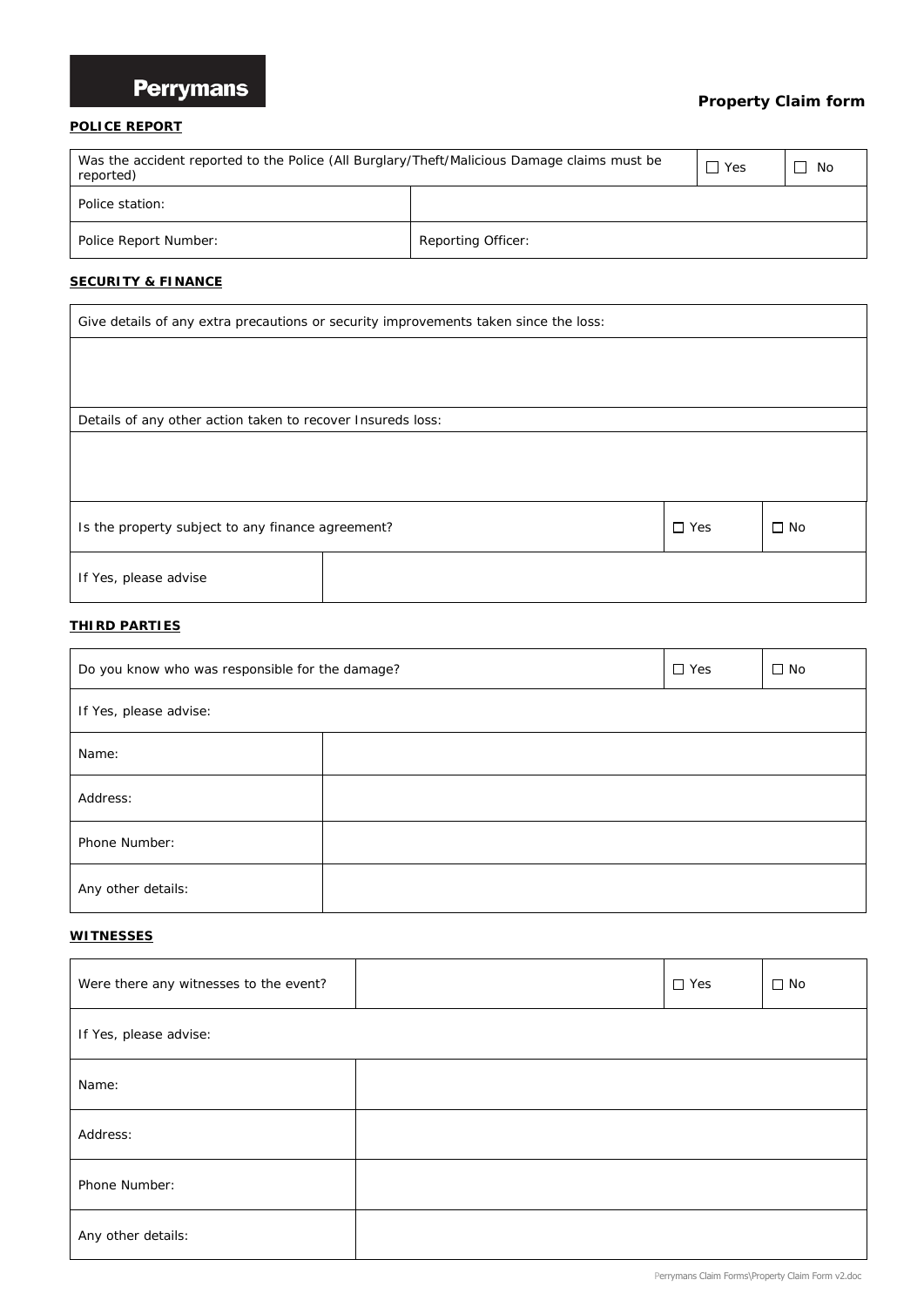Perrymans

**Property Claim form**

**POLICE REPORT**

| Was the accident reported to the Police (All Burglary/Theft/Malicious Damage claims must be reported) | | ☐ Yes | ☐ No |
|---|---|---|---|
| Police station: | | | |
| Police Report Number: | Reporting Officer: | | |

**SECURITY & FINANCE**

| Give details of any extra precautions or security improvements taken since the loss: | | | |
|---|---|---|---|
| | | | |
| Details of any other action taken to recover Insureds loss: | | | |
| | | | |
| Is the property subject to any finance agreement? | | ☐ Yes | ☐ No |
| If Yes, please advise | | | |

**THIRD PARTIES**

| Do you know who was responsible for the damage? | | ☐ Yes | ☐ No |
|---|---|---|---|
| If Yes, please advise: | | | |
| Name: | | | |
| Address: | | | |
| Phone Number: | | | |
| Any other details: | | | |

**WITNESSES**

| Were there any witnesses to the event? | | ☐ Yes | ☐ No |
|---|---|---|---|
| If Yes, please advise: | | | |
| Name: | | | |
| Address: | | | |
| Phone Number: | | | |
| Any other details: | | | |

Perrymans Claim Forms\Property Claim Form v2.doc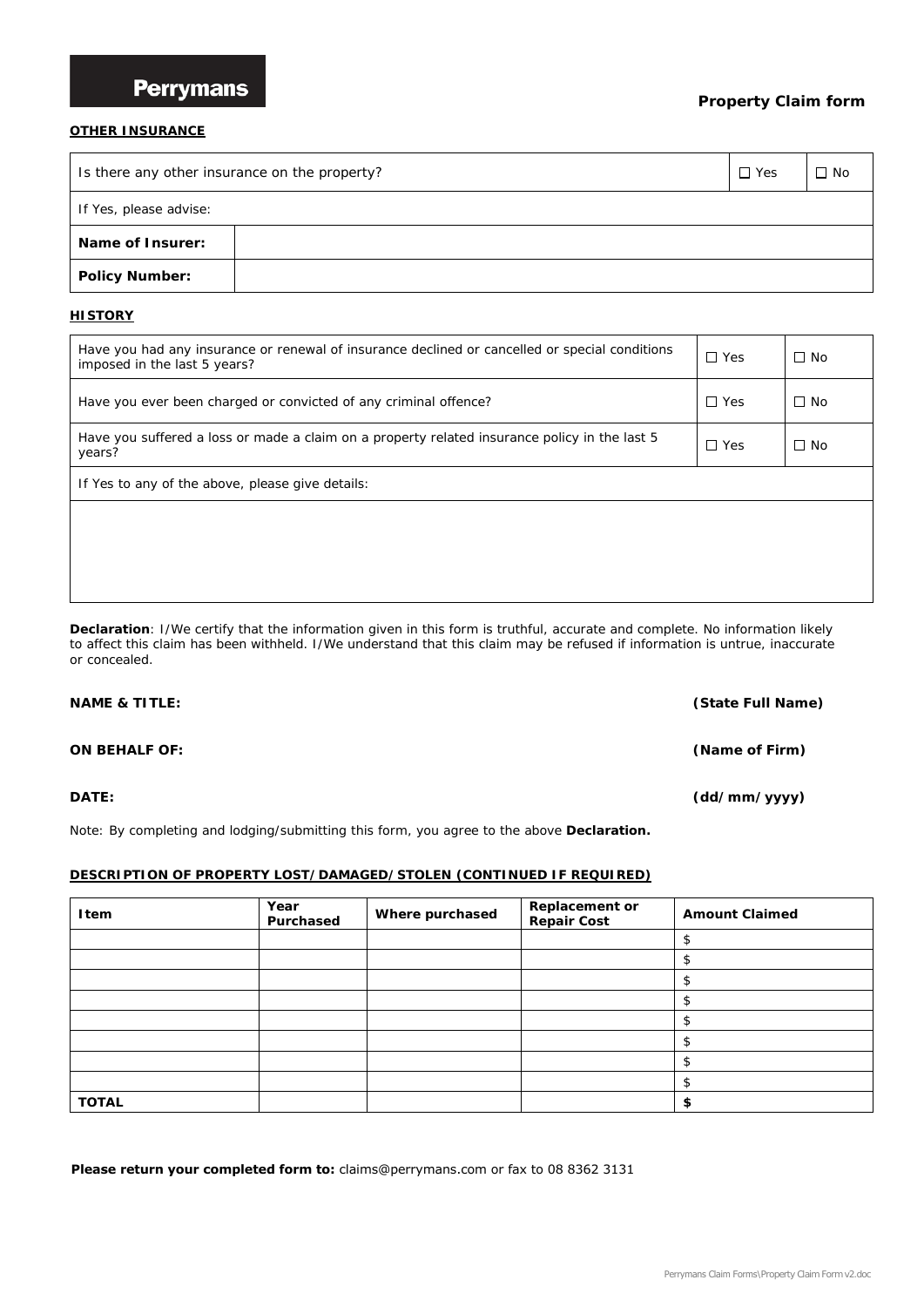**Perrymans**

**Property Claim form**

**OTHER INSURANCE**

| | | |
|---|---|---|
| Is there any other insurance on the property? | ☐ Yes | ☐ No |
| If Yes, please advise: | | |

| | |
|---|---|
| **Name of Insurer:** | |
| **Policy Number:** | |

**HISTORY**

| | | |
|---|---|---|
| Have you had any insurance or renewal of insurance declined or cancelled or special conditions imposed in the last 5 years? | ☐ Yes | ☐ No |
| Have you ever been charged or convicted of any criminal offence? | ☐ Yes | ☐ No |
| Have you suffered a loss or made a claim on a property related insurance policy in the last 5 years? | ☐ Yes | ☐ No |
| If Yes to any of the above, please give details: | | |
| | | |

**Declaration**: I/We certify that the information given in this form is truthful, accurate and complete. No information likely to affect this claim has been withheld. I/We understand that this claim may be refused if information is untrue, inaccurate or concealed.

**NAME & TITLE:** **(State Full Name)**

**ON BEHALF OF:** **(Name of Firm)**

**DATE:** **(dd/mm/yyyy)**

Note: By completing and lodging/submitting this form, you agree to the above **Declaration.**

**DESCRIPTION OF PROPERTY LOST/DAMAGED/STOLEN (CONTINUED IF REQUIRED)**

| Item | Year Purchased | Where purchased | Replacement or Repair Cost | Amount Claimed |
|---|---|---|---|---|
| | | | | $ |
| | | | | $ |
| | | | | $ |
| | | | | $ |
| | | | | $ |
| | | | | $ |
| | | | | $ |
| | | | | $ |
| **TOTAL** | | | | **$** |

**Please return your completed form to:** claims@perrymans.com or fax to 08 8362 3131